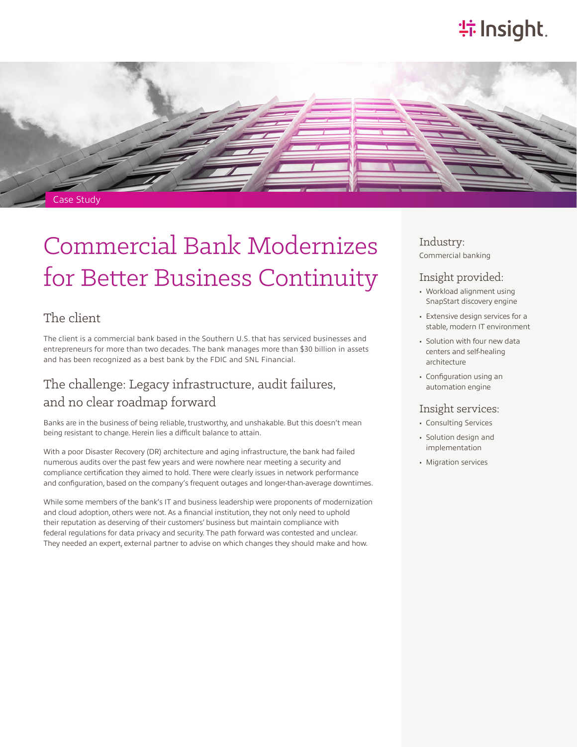Case Study

# Commercial Bank Modernizes for Better Business Continuity

## The client

The client is a commercial bank based in the Southern U.S. that has serviced businesses and entrepreneurs for more than two decades. The bank manages more than $30 billion in assets and has been recognized as a best bank by the FDIC and SNL Financial.

## The challenge: Legacy infrastructure, audit failures, and no clear roadmap forward

Banks are in the business of being reliable, trustworthy, and unshakable. But this doesn't mean being resistant to change. Herein lies a difficult balance to attain.

With a poor Disaster Recovery (DR) architecture and aging infrastructure, the bank had failed numerous audits over the past few years and were nowhere near meeting a security and compliance certification they aimed to hold. There were clearly issues in network performance and configuration, based on the company's frequent outages and longer-than-average downtimes.

While some members of the bank's IT and business leadership were proponents of modernization and cloud adoption, others were not. As a financial institution, they not only need to uphold their reputation as deserving of their customers' business but maintain compliance with federal regulations for data privacy and security. The path forward was contested and unclear. They needed an expert, external partner to advise on which changes they should make and how.

### Industry:

Commercial banking

### Insight provided:

- Workload alignment using SnapStart discovery engine
- Extensive design services for a stable, modern IT environment
- Solution with four new data centers and self-healing architecture
- Configuration using an automation engine

### Insight services:

- Consulting Services
- Solution design and implementation
- Migration services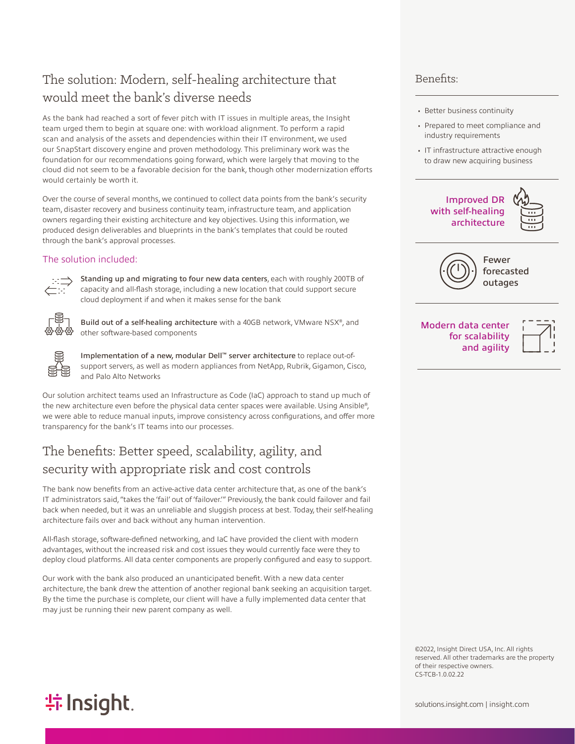## The solution: Modern, self-healing architecture that would meet the bank's diverse needs

As the bank had reached a sort of fever pitch with IT issues in multiple areas, the Insight team urged them to begin at square one: with workload alignment. To perform a rapid scan and analysis of the assets and dependencies within their IT environment, we used our SnapStart discovery engine and proven methodology. This preliminary work was the foundation for our recommendations going forward, which were largely that moving to the cloud did not seem to be a favorable decision for the bank, though other modernization efforts would certainly be worth it.

Over the course of several months, we continued to collect data points from the bank's security team, disaster recovery and business continuity team, infrastructure team, and application owners regarding their existing architecture and key objectives. Using this information, we produced design deliverables and blueprints in the bank's templates that could be routed through the bank's approval processes.

### The solution included:

**Standing up and migrating to four new data centers**, each with roughly 200TB of capacity and all-flash storage, including a new location that could support secure cloud deployment if and when it makes sense for the bank

**Build out of a self-healing architecture** with a 40GB network, VMware NSX®, and other software-based components

**Implementation of a new, modular Dell™ server architecture** to replace out-of-support servers, as well as modern appliances from NetApp, Rubrik, Gigamon, Cisco, and Palo Alto Networks

Our solution architect teams used an Infrastructure as Code (IaC) approach to stand up much of the new architecture even before the physical data center spaces were available. Using Ansible®, we were able to reduce manual inputs, improve consistency across configurations, and offer more transparency for the bank's IT teams into our processes.

## The benefits: Better speed, scalability, agility, and security with appropriate risk and cost controls

The bank now benefits from an active-active data center architecture that, as one of the bank's IT administrators said, "takes the 'fail' out of 'failover.'" Previously, the bank could failover and fail back when needed, but it was an unreliable and sluggish process at best. Today, their self-healing architecture fails over and back without any human intervention.

All-flash storage, software-defined networking, and IaC have provided the client with modern advantages, without the increased risk and cost issues they would currently face were they to deploy cloud platforms. All data center components are properly configured and easy to support.

Our work with the bank also produced an unanticipated benefit. With a new data center architecture, the bank drew the attention of another regional bank seeking an acquisition target. By the time the purchase is complete, our client will have a fully implemented data center that may just be running their new parent company as well.

### Benefits:

- Better business continuity
- Prepared to meet compliance and industry requirements
- IT infrastructure attractive enough to draw new acquiring business

Improved DR with self-healing architecture

Fewer forecasted outages

Modern data center for scalability and agility

©2022, Insight Direct USA, Inc. All rights reserved. All other trademarks are the property of their respective owners.
CS-TCB-1.0.02.22

Insight.

solutions.insight.com | insight.com